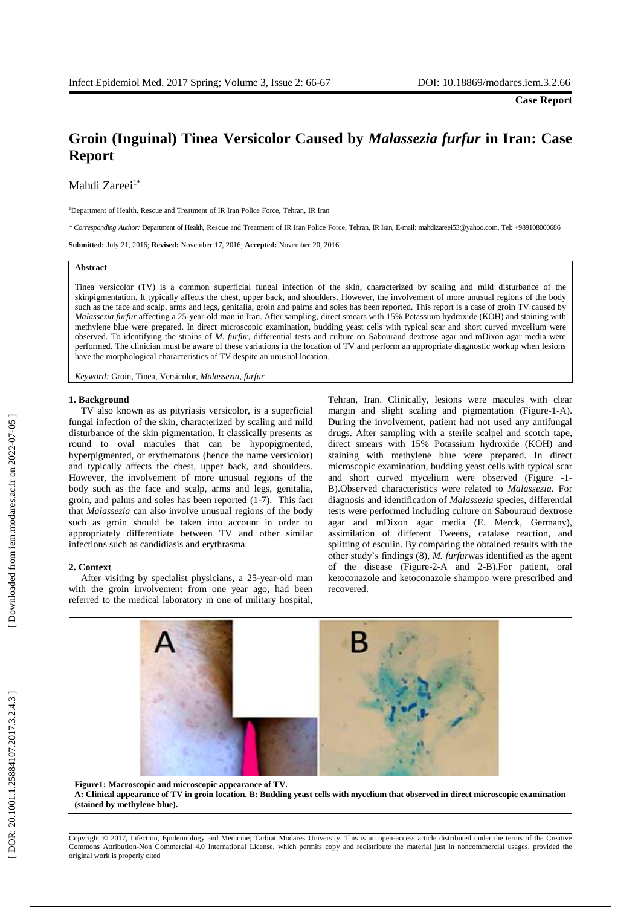**Case Report**

# Groin (Inguinal) Tinea Versicolor Caused by *Malassezia furfur* in Iran: Case Report

Mahdi Zareei[1*]

[1]Department of Health, Rescue and Treatment of IR Iran Police Force, Tehran, IR Iran

*\* Corresponding Author:* Department of Health, Rescue and Treatment of IR Iran Police Force, Tehran, IR Iran, E-mail: mahdizareei53@yahoo.com, Tel: +989108000686

**Submitted:** July 21, 2016; **Revised:** November 17, 2016; **Accepted:** November 20, 2016

**Abstract**

Tinea versicolor (TV) is a common superficial fungal infection of the skin, characterized by scaling and mild disturbance of the skinpigmentation. It typically affects the chest, upper back, and shoulders. However, the involvement of more unusual regions of the body such as the face and scalp, arms and legs, genitalia, groin and palms and soles has been reported. This report is a case of groin TV caused by *Malassezia furfur* affecting a 25-year-old man in Iran. After sampling, direct smears with 15% Potassium hydroxide (KOH) and staining with methylene blue were prepared. In direct microscopic examination, budding yeast cells with typical scar and short curved mycelium were observed. To identifying the strains of *M. furfur*, differential tests and culture on Sabouraud dextrose agar and mDixon agar media were performed. The clinician must be aware of these variations in the location of TV and perform an appropriate diagnostic workup when lesions have the morphological characteristics of TV despite an unusual location.

*Keyword:* Groin, Tinea, Versicolor, *Malassezia*, *furfur*

## 1. Background

TV also known as as pityriasis versicolor, is a superficial fungal infection of the skin, characterized by scaling and mild disturbance of the skin pigmentation. It classically presents as round to oval macules that can be hypopigmented, hyperpigmented, or erythematous (hence the name versicolor) and typically affects the chest, upper back, and shoulders. However, the involvement of more unusual regions of the body such as the face and scalp, arms and legs, genitalia, groin, and palms and soles has been reported (1-7). This fact that *Malassezia* can also involve unusual regions of the body such as groin should be taken into account in order to appropriately differentiate between TV and other similar infections such as candidiasis and erythrasma.

## 2. Context

After visiting by specialist physicians, a 25-year-old man with the groin involvement from one year ago, had been referred to the medical laboratory in one of military hospital, Tehran, Iran. Clinically, lesions were macules with clear margin and slight scaling and pigmentation (Figure-1-A). During the involvement, patient had not used any antifungal drugs. After sampling with a sterile scalpel and scotch tape, direct smears with 15% Potassium hydroxide (KOH) and staining with methylene blue were prepared. In direct microscopic examination, budding yeast cells with typical scar and short curved mycelium were observed (Figure -1-B).Observed characteristics were related to *Malassezia*. For diagnosis and identification of *Malassezia* species, differential tests were performed including culture on Sabouraud dextrose agar and mDixon agar media (E. Merck, Germany), assimilation of different Tweens, catalase reaction, and splitting of esculin. By comparing the obtained results with the other study's findings (8), *M. furfur*was identified as the agent of the disease (Figure-2-A and 2-B).For patient, oral ketoconazole and ketoconazole shampoo were prescribed and recovered.

**Figure1: Macroscopic and microscopic appearance of TV.**
**A: Clinical appearance of TV in groin location. B: Budding yeast cells with mycelium that observed in direct microscopic examination (stained by methylene blue).**

Copyright © 2017, Infection, Epidemiology and Medicine; Tarbiat Modares University. This is an open-access article distributed under the terms of the Creative Commons Attribution-Non Commercial 4.0 International License, which permits copy and redistribute the material just in noncommercial usages, provided the original work is properly cited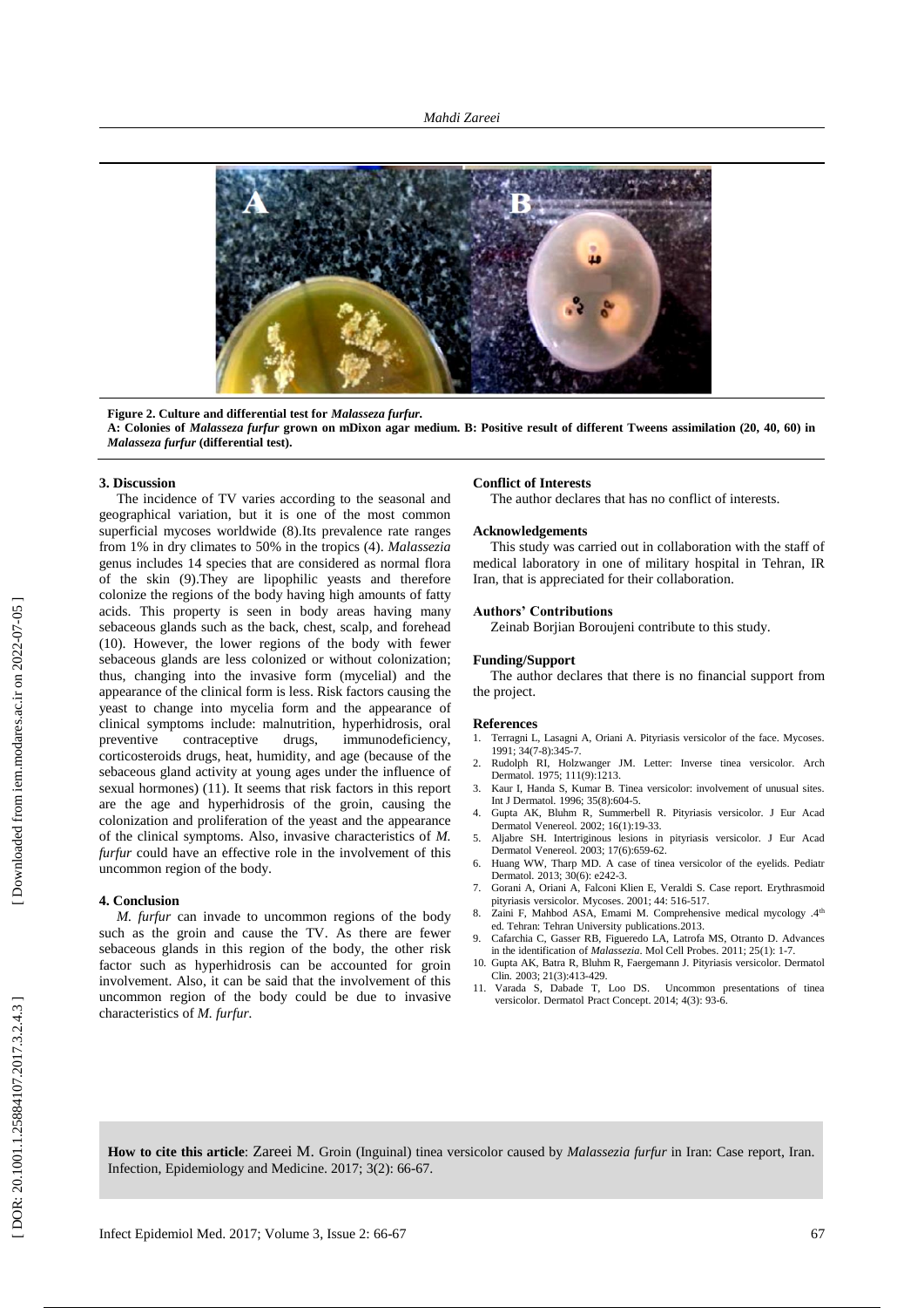**Figure 2. Culture and differential test for *Malasseza furfur*.**
**A: Colonies of *Malasseza furfur* grown on mDixon agar medium. B: Positive result of different Tweens assimilation (20, 40, 60) in *Malasseza furfur* (differential test).**

## 3. Discussion

The incidence of TV varies according to the seasonal and geographical variation, but it is one of the most common superficial mycoses worldwide (8).Its prevalence rate ranges from 1% in dry climates to 50% in the tropics (4). *Malassezia* genus includes 14 species that are considered as normal flora of the skin (9).They are lipophilic yeasts and therefore colonize the regions of the body having high amounts of fatty acids. This property is seen in body areas having many sebaceous glands such as the back, chest, scalp, and forehead (10). However, the lower regions of the body with fewer sebaceous glands are less colonized or without colonization; thus, changing into the invasive form (mycelial) and the appearance of the clinical form is less. Risk factors causing the yeast to change into mycelia form and the appearance of clinical symptoms include: malnutrition, hyperhidrosis, oral preventive contraceptive drugs, immunodeficiency, corticosteroids drugs, heat, humidity, and age (because of the sebaceous gland activity at young ages under the influence of sexual hormones) (11). It seems that risk factors in this report are the age and hyperhidrosis of the groin, causing the colonization and proliferation of the yeast and the appearance of the clinical symptoms. Also, invasive characteristics of *M. furfur* could have an effective role in the involvement of this uncommon region of the body.

## 4. Conclusion

*M. furfur* can invade to uncommon regions of the body such as the groin and cause the TV. As there are fewer sebaceous glands in this region of the body, the other risk factor such as hyperhidrosis can be accounted for groin involvement. Also, it can be said that the involvement of this uncommon region of the body could be due to invasive characteristics of *M. furfur*.

### Conflict of Interests

The author declares that has no conflict of interests.

### Acknowledgements

This study was carried out in collaboration with the staff of medical laboratory in one of military hospital in Tehran, IR Iran, that is appreciated for their collaboration.

### Authors' Contributions

Zeinab Borjian Boroujeni contribute to this study.

### Funding/Support

The author declares that there is no financial support from the project.

### References

1. Terragni L, Lasagni A, Oriani A. Pityriasis versicolor of the face. Mycoses. 1991; 34(7-8):345-7.
2. Rudolph RI, Holzwanger JM. Letter: Inverse tinea versicolor. Arch Dermatol. 1975; 111(9):1213.
3. Kaur I, Handa S, Kumar B. Tinea versicolor: involvement of unusual sites. Int J Dermatol. 1996; 35(8):604-5.
4. Gupta AK, Bluhm R, Summerbell R. Pityriasis versicolor. J Eur Acad Dermatol Venereol. 2002; 16(1):19-33.
5. Aljabre SH. Intertriginous lesions in pityriasis versicolor. J Eur Acad Dermatol Venereol. 2003; 17(6):659-62.
6. Huang WW, Tharp MD. A case of tinea versicolor of the eyelids. Pediatr Dermatol. 2013; 30(6): e242-3.
7. Gorani A, Oriani A, Falconi Klien E, Veraldi S. Case report. Erythrasmoid pityriasis versicolor. Mycoses. 2001; 44: 516-517.
8. Zaini F, Mahbod ASA, Emami M. Comprehensive medical mycology .4th ed. Tehran: Tehran University publications.2013.
9. Cafarchia C, Gasser RB, Figueredo LA, Latrofa MS, Otranto D. Advances in the identification of *Malassezia*. Mol Cell Probes. 2011; 25(1): 1-7.
10. Gupta AK, Batra R, Bluhm R, Faergemann J. Pityriasis versicolor. Dermatol Clin. 2003; 21(3):413-429.
11. Varada S, Dabade T, Loo DS. Uncommon presentations of tinea versicolor. Dermatol Pract Concept. 2014; 4(3): 93-6.

**How to cite this article**: Zareei M. Groin (Inguinal) tinea versicolor caused by *Malassezia furfur* in Iran: Case report, Iran. Infection, Epidemiology and Medicine. 2017; 3(2): 66-67.